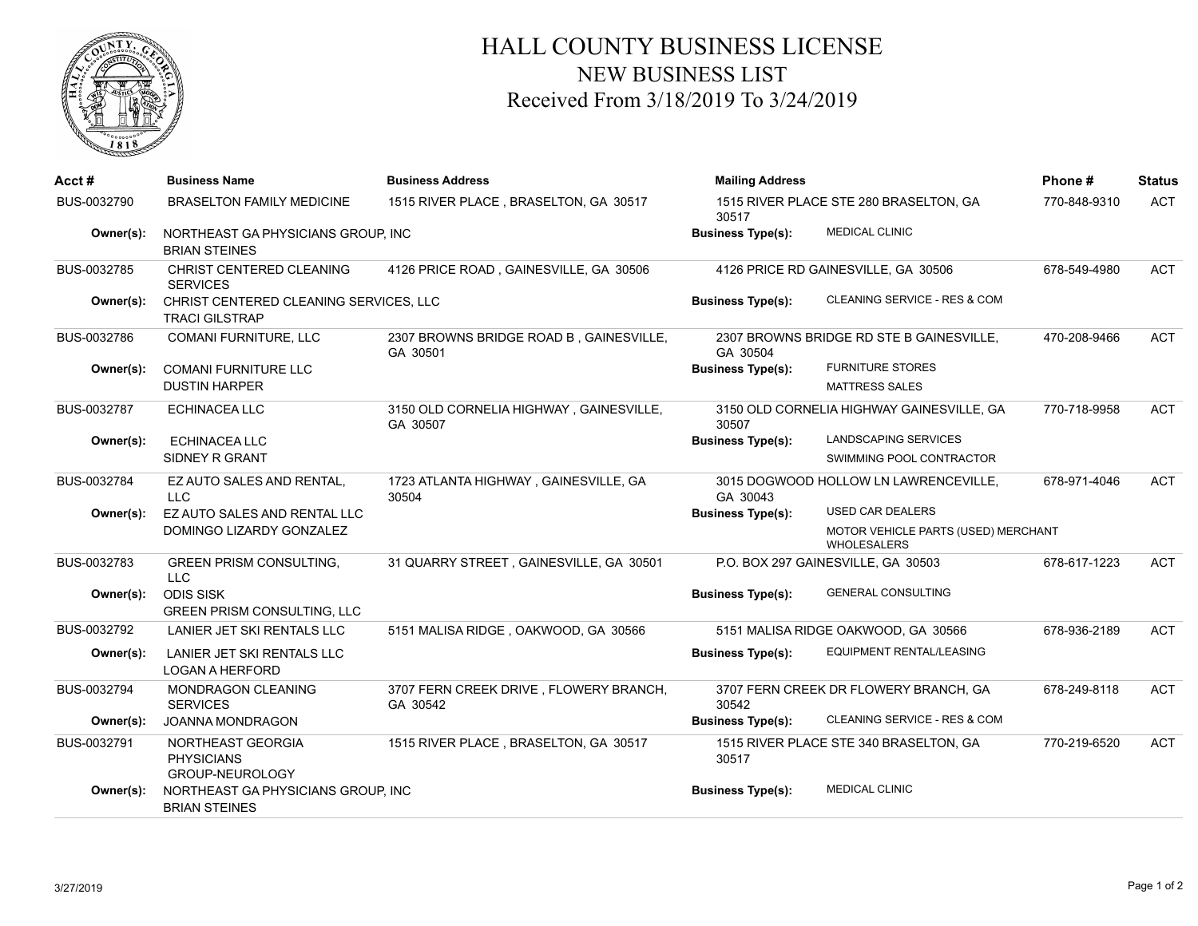# HALL COUNTY BUSINESS LICENSE

## NEW BUSINESS LIST

### Received From 3/18/2019 To 3/24/2019

| Acct # | Business Name | Business Address | Mailing Address | Phone # | Status |
|---|---|---|---|---|---|
| BUS-0032790 | BRASELTON FAMILY MEDICINE | 1515 RIVER PLACE , BRASELTON, GA 30517 | 1515 RIVER PLACE STE 280 BRASELTON, GA 30517 | 770-848-9310 | ACT |
| Owner(s): | NORTHEAST GA PHYSICIANS GROUP, INC<br>BRIAN STEINES | | **Business Type(s):** MEDICAL CLINIC | | |
| BUS-0032785 | CHRIST CENTERED CLEANING SERVICES | 4126 PRICE ROAD , GAINESVILLE, GA 30506 | 4126 PRICE RD GAINESVILLE, GA 30506 | 678-549-4980 | ACT |
| Owner(s): | CHRIST CENTERED CLEANING SERVICES, LLC<br>TRACI GILSTRAP | | **Business Type(s):** CLEANING SERVICE - RES & COM | | |
| BUS-0032786 | COMANI FURNITURE, LLC | 2307 BROWNS BRIDGE ROAD B , GAINESVILLE, GA 30501 | 2307 BROWNS BRIDGE RD STE B GAINESVILLE, GA 30504 | 470-208-9466 | ACT |
| Owner(s): | COMANI FURNITURE LLC<br>DUSTIN HARPER | | **Business Type(s):** FURNITURE STORES<br>MATTRESS SALES | | |
| BUS-0032787 | ECHINACEA LLC | 3150 OLD CORNELIA HIGHWAY , GAINESVILLE, GA 30507 | 3150 OLD CORNELIA HIGHWAY GAINESVILLE, GA 30507 | 770-718-9958 | ACT |
| Owner(s): | ECHINACEA LLC<br>SIDNEY R GRANT | | **Business Type(s):** LANDSCAPING SERVICES<br>SWIMMING POOL CONTRACTOR | | |
| BUS-0032784 | EZ AUTO SALES AND RENTAL, LLC | 1723 ATLANTA HIGHWAY , GAINESVILLE, GA 30504 | 3015 DOGWOOD HOLLOW LN LAWRENCEVILLE, GA 30043 | 678-971-4046 | ACT |
| Owner(s): | EZ AUTO SALES AND RENTAL LLC<br>DOMINGO LIZARDY GONZALEZ | | **Business Type(s):** USED CAR DEALERS<br>MOTOR VEHICLE PARTS (USED) MERCHANT WHOLESALERS | | |
| BUS-0032783 | GREEN PRISM CONSULTING, LLC | 31 QUARRY STREET , GAINESVILLE, GA 30501 | P.O. BOX 297 GAINESVILLE, GA 30503 | 678-617-1223 | ACT |
| Owner(s): | ODIS SISK<br>GREEN PRISM CONSULTING, LLC | | **Business Type(s):** GENERAL CONSULTING | | |
| BUS-0032792 | LANIER JET SKI RENTALS LLC | 5151 MALISA RIDGE , OAKWOOD, GA 30566 | 5151 MALISA RIDGE OAKWOOD, GA 30566 | 678-936-2189 | ACT |
| Owner(s): | LANIER JET SKI RENTALS LLC<br>LOGAN A HERFORD | | **Business Type(s):** EQUIPMENT RENTAL/LEASING | | |
| BUS-0032794 | MONDRAGON CLEANING SERVICES | 3707 FERN CREEK DRIVE , FLOWERY BRANCH, GA 30542 | 3707 FERN CREEK DR FLOWERY BRANCH, GA 30542 | 678-249-8118 | ACT |
| Owner(s): | JOANNA MONDRAGON | | **Business Type(s):** CLEANING SERVICE - RES & COM | | |
| BUS-0032791 | NORTHEAST GEORGIA PHYSICIANS GROUP-NEUROLOGY | 1515 RIVER PLACE , BRASELTON, GA 30517 | 1515 RIVER PLACE STE 340 BRASELTON, GA 30517 | 770-219-6520 | ACT |
| Owner(s): | NORTHEAST GA PHYSICIANS GROUP, INC<br>BRIAN STEINES | | **Business Type(s):** MEDICAL CLINIC | | |

3/27/2019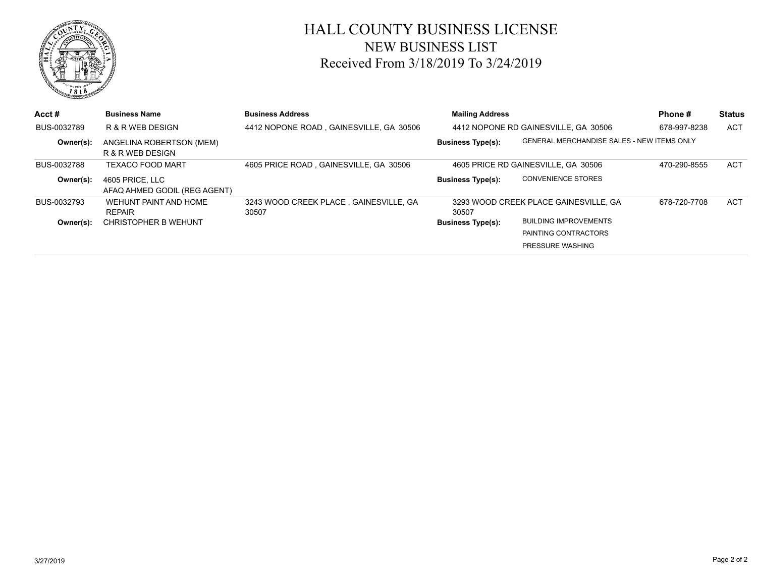# HALL COUNTY BUSINESS LICENSE
## NEW BUSINESS LIST
## Received From 3/18/2019 To 3/24/2019

| Acct # | Business Name | Business Address | Mailing Address | | Phone # | Status |
|---|---|---|---|---|---|---|
| BUS-0032789 | R & R WEB DESIGN | 4412 NOPONE ROAD , GAINESVILLE, GA 30506 | 4412 NOPONE RD GAINESVILLE, GA 30506 | | 678-997-8238 | ACT |
| **Owner(s):** | ANGELINA ROBERTSON (MEM)<br>R & R WEB DESIGN | | **Business Type(s):** | GENERAL MERCHANDISE SALES - NEW ITEMS ONLY | | |
| BUS-0032788 | TEXACO FOOD MART | 4605 PRICE ROAD , GAINESVILLE, GA 30506 | 4605 PRICE RD GAINESVILLE, GA 30506 | | 470-290-8555 | ACT |
| **Owner(s):** | 4605 PRICE, LLC<br>AFAQ AHMED GODIL (REG AGENT) | | **Business Type(s):** | CONVENIENCE STORES | | |
| BUS-0032793 | WEHUNT PAINT AND HOME REPAIR | 3243 WOOD CREEK PLACE , GAINESVILLE, GA 30507 | 3293 WOOD CREEK PLACE GAINESVILLE, GA 30507 | | 678-720-7708 | ACT |
| **Owner(s):** | CHRISTOPHER B WEHUNT | | **Business Type(s):** | BUILDING IMPROVEMENTS<br>PAINTING CONTRACTORS<br>PRESSURE WASHING | | |

3/27/2019